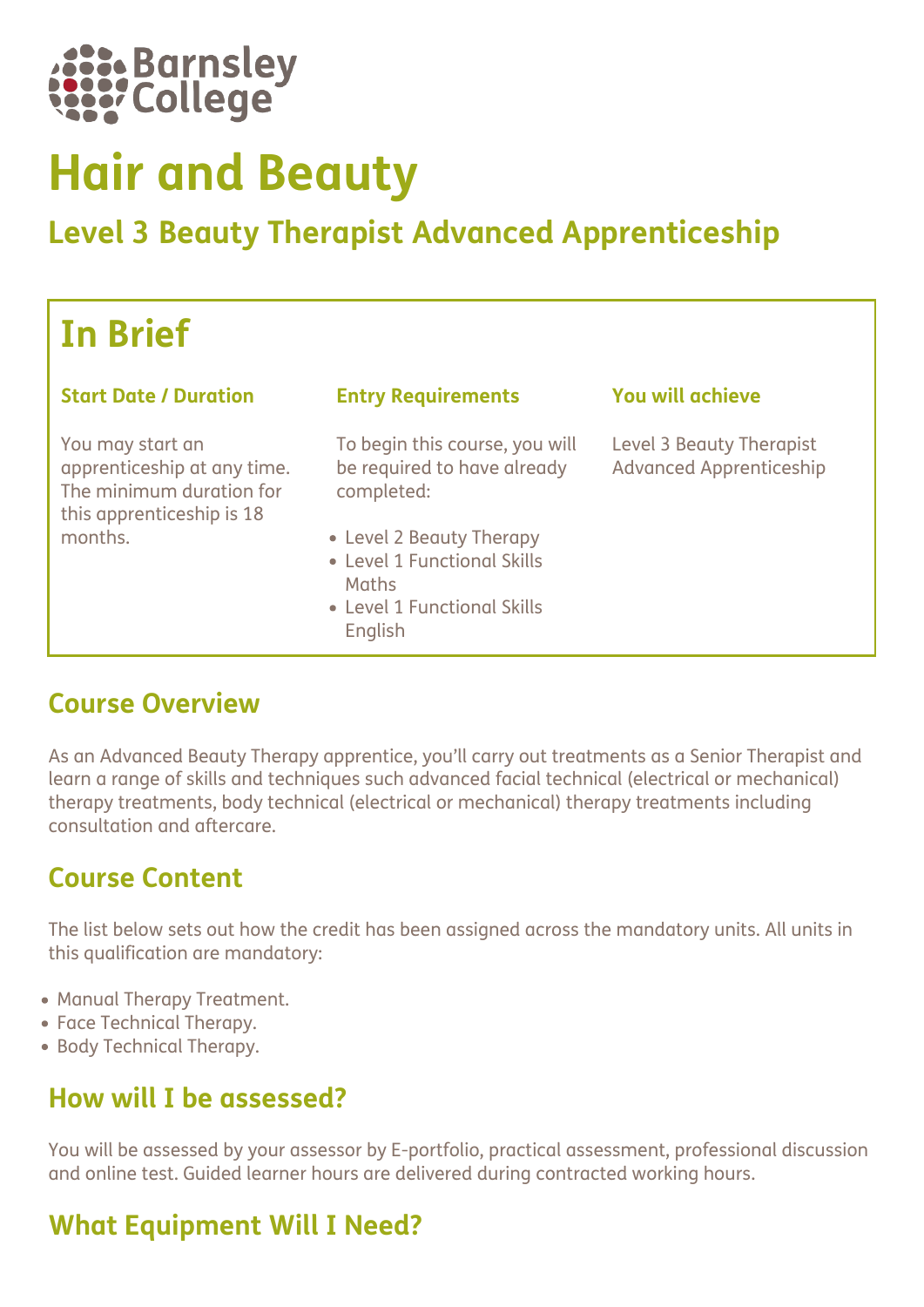Barnsley College

# Hair and Beauty

## Level 3 Beauty Therapist Advanced Apprenticeship

## In Brief

### Start Date / Duration

You may start an apprenticeship at any time. The minimum duration for this apprenticeship is 18 months.

### Entry Requirements

To begin this course, you will be required to have already completed:

- Level 2 Beauty Therapy
- Level 1 Functional Skills Maths
- Level 1 Functional Skills English

### You will achieve

Level 3 Beauty Therapist Advanced Apprenticeship

## Course Overview

As an Advanced Beauty Therapy apprentice, you'll carry out treatments as a Senior Therapist and learn a range of skills and techniques such advanced facial technical (electrical or mechanical) therapy treatments, body technical (electrical or mechanical) therapy treatments including consultation and aftercare.

## Course Content

The list below sets out how the credit has been assigned across the mandatory units. All units in this qualification are mandatory:

- Manual Therapy Treatment.
- Face Technical Therapy.
- Body Technical Therapy.

## How will I be assessed?

You will be assessed by your assessor by E-portfolio, practical assessment, professional discussion and online test. Guided learner hours are delivered during contracted working hours.

## What Equipment Will I Need?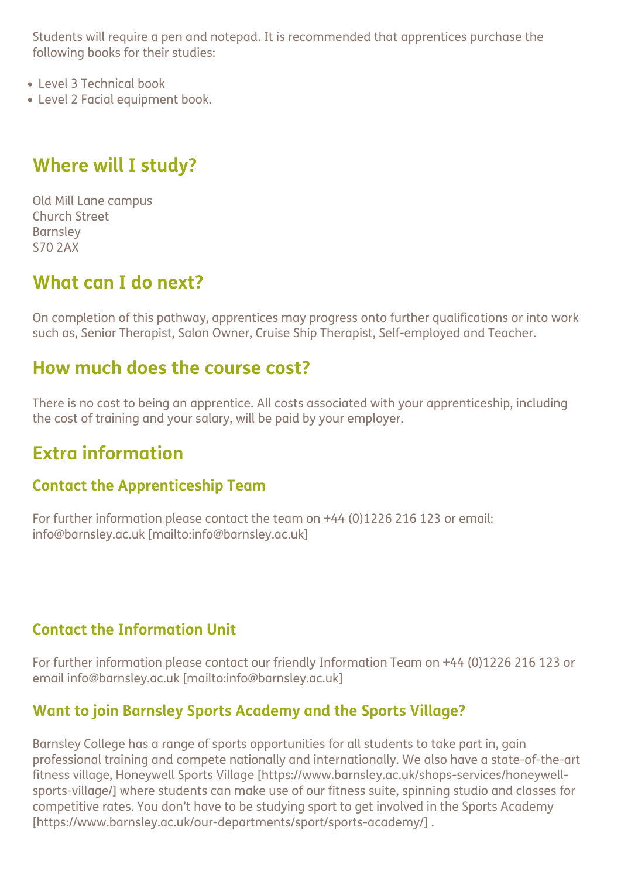Students will require a pen and notepad. It is recommended that apprentices purchase the following books for their studies:

- Level 3 Technical book
- Level 2 Facial equipment book.

## Where will I study?

Old Mill Lane campus
Church Street
Barnsley
S70 2AX

## What can I do next?

On completion of this pathway, apprentices may progress onto further qualifications or into work such as, Senior Therapist, Salon Owner, Cruise Ship Therapist, Self-employed and Teacher.

## How much does the course cost?

There is no cost to being an apprentice. All costs associated with your apprenticeship, including the cost of training and your salary, will be paid by your employer.

## Extra information

### Contact the Apprenticeship Team

For further information please contact the team on +44 (0)1226 216 123 or email: info@barnsley.ac.uk [mailto:info@barnsley.ac.uk]

### Contact the Information Unit

For further information please contact our friendly Information Team on +44 (0)1226 216 123 or email info@barnsley.ac.uk [mailto:info@barnsley.ac.uk]

### Want to join Barnsley Sports Academy and the Sports Village?

Barnsley College has a range of sports opportunities for all students to take part in, gain professional training and compete nationally and internationally. We also have a state-of-the-art fitness village, Honeywell Sports Village [https://www.barnsley.ac.uk/shops-services/honeywell-sports-village/] where students can make use of our fitness suite, spinning studio and classes for competitive rates. You don't have to be studying sport to get involved in the Sports Academy [https://www.barnsley.ac.uk/our-departments/sport/sports-academy/] .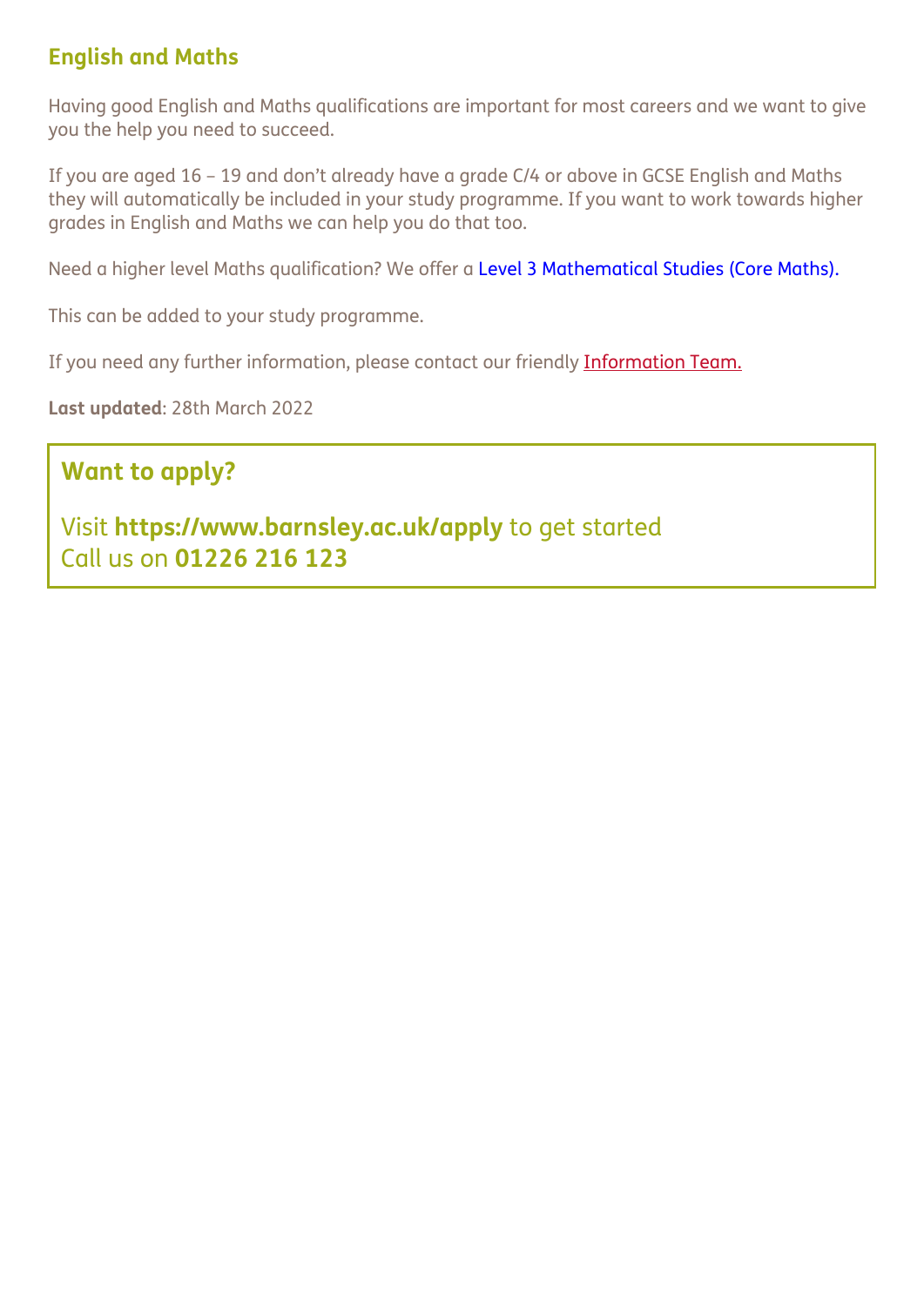## English and Maths

Having good English and Maths qualifications are important for most careers and we want to give you the help you need to succeed.

If you are aged 16 – 19 and don't already have a grade C/4 or above in GCSE English and Maths they will automatically be included in your study programme. If you want to work towards higher grades in English and Maths we can help you do that too.

Need a higher level Maths qualification? We offer a Level 3 Mathematical Studies (Core Maths).

This can be added to your study programme.

If you need any further information, please contact our friendly Information Team.

**Last updated**: 28th March 2022

### Want to apply?

Visit **https://www.barnsley.ac.uk/apply** to get started
Call us on **01226 216 123**